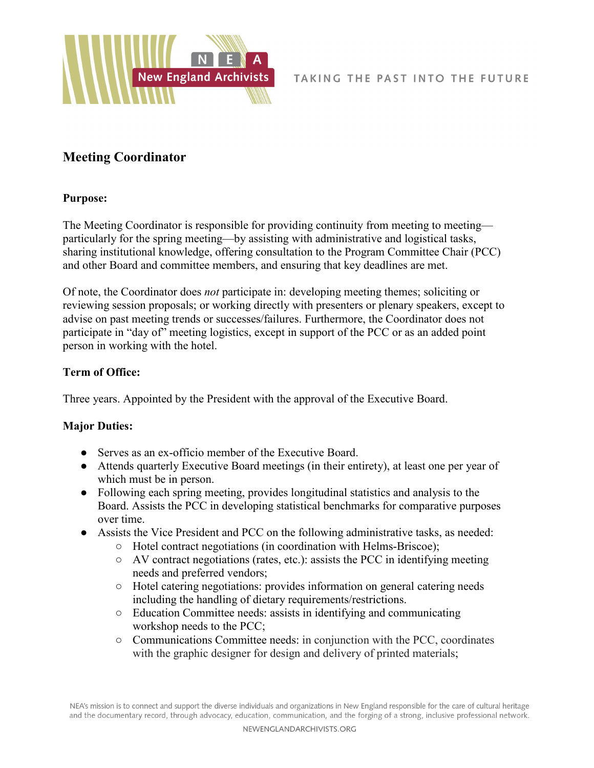# Meeting Coordinator

## Purpose:

The Meeting Coordinator is responsible for providing continuity from meeting to meeting—particularly for the spring meeting—by assisting with administrative and logistical tasks, sharing institutional knowledge, offering consultation to the Program Committee Chair (PCC) and other Board and committee members, and ensuring that key deadlines are met.

Of note, the Coordinator does *not* participate in: developing meeting themes; soliciting or reviewing session proposals; or working directly with presenters or plenary speakers, except to advise on past meeting trends or successes/failures. Furthermore, the Coordinator does not participate in "day of" meeting logistics, except in support of the PCC or as an added point person in working with the hotel.

## Term of Office:

Three years. Appointed by the President with the approval of the Executive Board.

## Major Duties:

- Serves as an ex-officio member of the Executive Board.
- Attends quarterly Executive Board meetings (in their entirety), at least one per year of which must be in person.
- Following each spring meeting, provides longitudinal statistics and analysis to the Board. Assists the PCC in developing statistical benchmarks for comparative purposes over time.
- Assists the Vice President and PCC on the following administrative tasks, as needed:
  - Hotel contract negotiations (in coordination with Helms-Briscoe);
  - AV contract negotiations (rates, etc.): assists the PCC in identifying meeting needs and preferred vendors;
  - Hotel catering negotiations: provides information on general catering needs including the handling of dietary requirements/restrictions.
  - Education Committee needs: assists in identifying and communicating workshop needs to the PCC;
  - Communications Committee needs: in conjunction with the PCC, coordinates with the graphic designer for design and delivery of printed materials;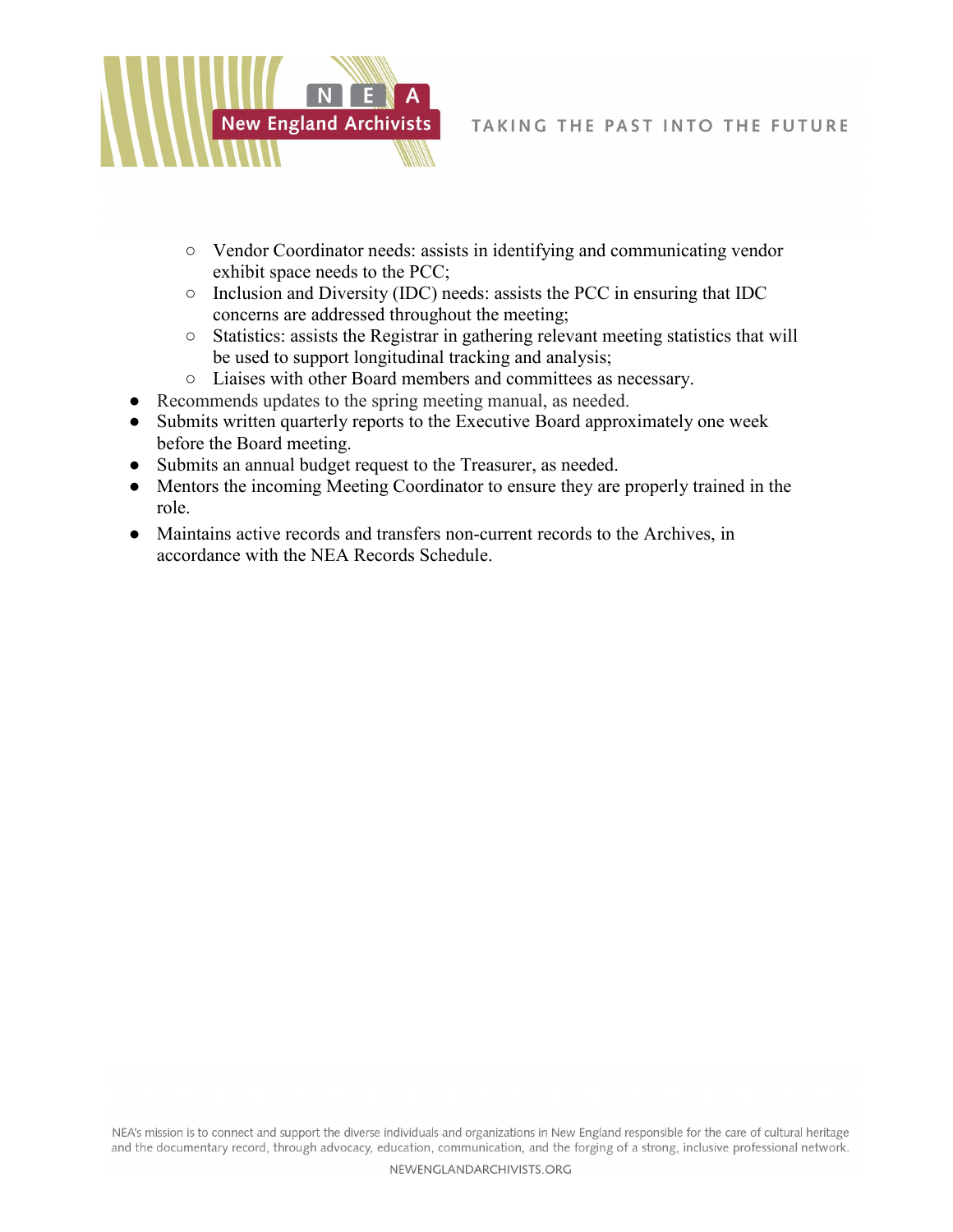- Vendor Coordinator needs: assists in identifying and communicating vendor exhibit space needs to the PCC;
  - Inclusion and Diversity (IDC) needs: assists the PCC in ensuring that IDC concerns are addressed throughout the meeting;
  - Statistics: assists the Registrar in gathering relevant meeting statistics that will be used to support longitudinal tracking and analysis;
  - Liaises with other Board members and committees as necessary.
- Recommends updates to the spring meeting manual, as needed.
- Submits written quarterly reports to the Executive Board approximately one week before the Board meeting.
- Submits an annual budget request to the Treasurer, as needed.
- Mentors the incoming Meeting Coordinator to ensure they are properly trained in the role.
- Maintains active records and transfers non-current records to the Archives, in accordance with the NEA Records Schedule.